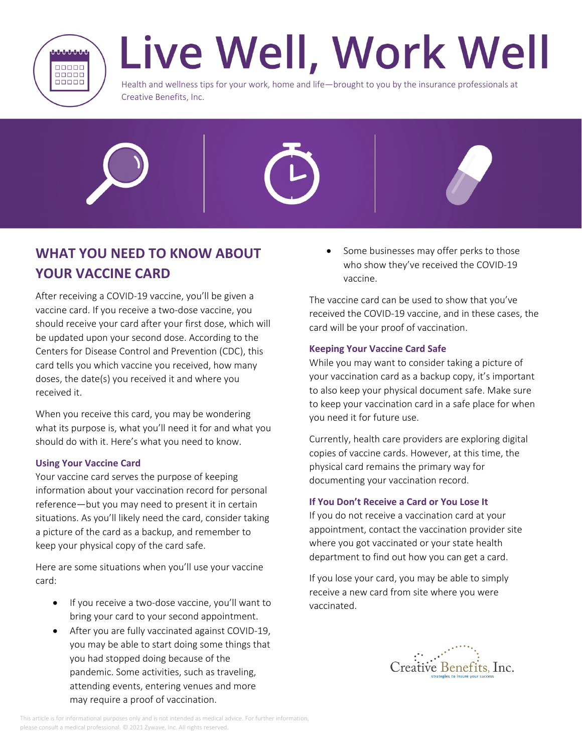# Live Well, Work Well

Health and wellness tips for your work, home and life—brought to you by the insurance professionals at Creative Benefits, Inc.

## WHAT YOU NEED TO KNOW ABOUT YOUR VACCINE CARD

After receiving a COVID-19 vaccine, you'll be given a vaccine card. If you receive a two-dose vaccine, you should receive your card after your first dose, which will be updated upon your second dose. According to the Centers for Disease Control and Prevention (CDC), this card tells you which vaccine you received, how many doses, the date(s) you received it and where you received it.

When you receive this card, you may be wondering what its purpose is, what you'll need it for and what you should do with it. Here's what you need to know.

### Using Your Vaccine Card

Your vaccine card serves the purpose of keeping information about your vaccination record for personal reference—but you may need to present it in certain situations. As you'll likely need the card, consider taking a picture of the card as a backup, and remember to keep your physical copy of the card safe.

Here are some situations when you'll use your vaccine card:

- If you receive a two-dose vaccine, you'll want to bring your card to your second appointment.
- After you are fully vaccinated against COVID-19, you may be able to start doing some things that you had stopped doing because of the pandemic. Some activities, such as traveling, attending events, entering venues and more may require a proof of vaccination.
- Some businesses may offer perks to those who show they've received the COVID-19 vaccine.

The vaccine card can be used to show that you've received the COVID-19 vaccine, and in these cases, the card will be your proof of vaccination.

### Keeping Your Vaccine Card Safe

While you may want to consider taking a picture of your vaccination card as a backup copy, it's important to also keep your physical document safe. Make sure to keep your vaccination card in a safe place for when you need it for future use.

Currently, health care providers are exploring digital copies of vaccine cards. However, at this time, the physical card remains the primary way for documenting your vaccination record.

### If You Don't Receive a Card or You Lose It

If you do not receive a vaccination card at your appointment, contact the vaccination provider site where you got vaccinated or your state health department to find out how you can get a card.

If you lose your card, you may be able to simply receive a new card from site where you were vaccinated.

Creative Benefits, Inc.
strategies to insure your success

This article is for informational purposes only and is not intended as medical advice. For further information, please consult a medical professional. © 2021 Zywave, Inc. All rights reserved.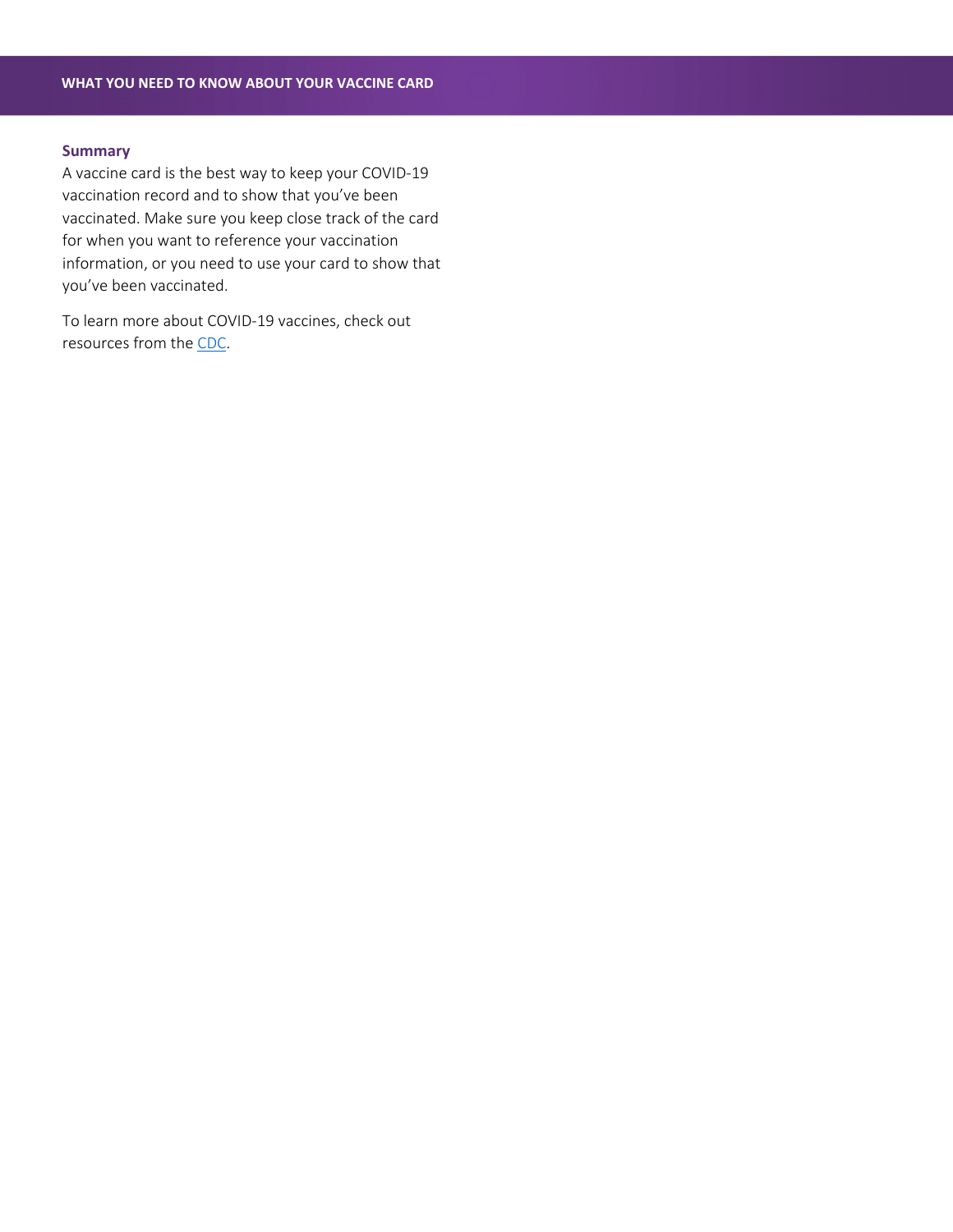## Summary

A vaccine card is the best way to keep your COVID-19 vaccination record and to show that you've been vaccinated. Make sure you keep close track of the card for when you want to reference your vaccination information, or you need to use your card to show that you've been vaccinated.

To learn more about COVID-19 vaccines, check out resources from the CDC.